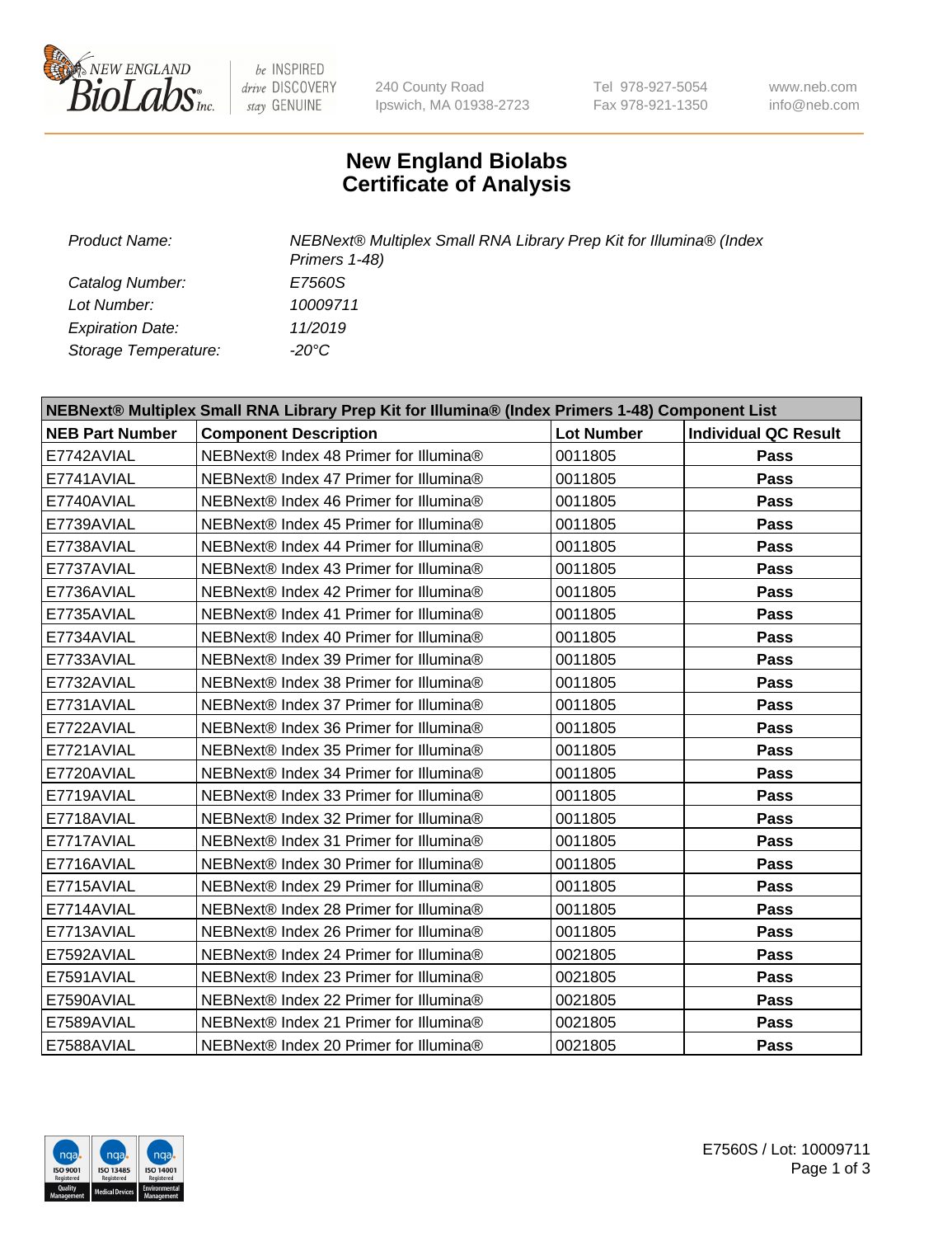New England Biolabs Inc. — be INSPIRED drive DISCOVERY stay GENUINE

240 County Road
Ipswich, MA 01938-2723

Tel 978-927-5054
Fax 978-921-1350

www.neb.com
info@neb.com

# New England Biolabs
# Certificate of Analysis

| | |
|---|---|
| *Product Name:* | *NEBNext® Multiplex Small RNA Library Prep Kit for Illumina® (Index Primers 1-48)* |
| *Catalog Number:* | *E7560S* |
| *Lot Number:* | *10009711* |
| *Expiration Date:* | *11/2019* |
| *Storage Temperature:* | *-20°C* |

| **NEBNext® Multiplex Small RNA Library Prep Kit for Illumina® (Index Primers 1-48) Component List** | | | |
|---|---|---|---|
| **NEB Part Number** | **Component Description** | **Lot Number** | **Individual QC Result** |
| E7742AVIAL | NEBNext® Index 48 Primer for Illumina® | 0011805 | **Pass** |
| E7741AVIAL | NEBNext® Index 47 Primer for Illumina® | 0011805 | **Pass** |
| E7740AVIAL | NEBNext® Index 46 Primer for Illumina® | 0011805 | **Pass** |
| E7739AVIAL | NEBNext® Index 45 Primer for Illumina® | 0011805 | **Pass** |
| E7738AVIAL | NEBNext® Index 44 Primer for Illumina® | 0011805 | **Pass** |
| E7737AVIAL | NEBNext® Index 43 Primer for Illumina® | 0011805 | **Pass** |
| E7736AVIAL | NEBNext® Index 42 Primer for Illumina® | 0011805 | **Pass** |
| E7735AVIAL | NEBNext® Index 41 Primer for Illumina® | 0011805 | **Pass** |
| E7734AVIAL | NEBNext® Index 40 Primer for Illumina® | 0011805 | **Pass** |
| E7733AVIAL | NEBNext® Index 39 Primer for Illumina® | 0011805 | **Pass** |
| E7732AVIAL | NEBNext® Index 38 Primer for Illumina® | 0011805 | **Pass** |
| E7731AVIAL | NEBNext® Index 37 Primer for Illumina® | 0011805 | **Pass** |
| E7722AVIAL | NEBNext® Index 36 Primer for Illumina® | 0011805 | **Pass** |
| E7721AVIAL | NEBNext® Index 35 Primer for Illumina® | 0011805 | **Pass** |
| E7720AVIAL | NEBNext® Index 34 Primer for Illumina® | 0011805 | **Pass** |
| E7719AVIAL | NEBNext® Index 33 Primer for Illumina® | 0011805 | **Pass** |
| E7718AVIAL | NEBNext® Index 32 Primer for Illumina® | 0011805 | **Pass** |
| E7717AVIAL | NEBNext® Index 31 Primer for Illumina® | 0011805 | **Pass** |
| E7716AVIAL | NEBNext® Index 30 Primer for Illumina® | 0011805 | **Pass** |
| E7715AVIAL | NEBNext® Index 29 Primer for Illumina® | 0011805 | **Pass** |
| E7714AVIAL | NEBNext® Index 28 Primer for Illumina® | 0011805 | **Pass** |
| E7713AVIAL | NEBNext® Index 26 Primer for Illumina® | 0011805 | **Pass** |
| E7592AVIAL | NEBNext® Index 24 Primer for Illumina® | 0021805 | **Pass** |
| E7591AVIAL | NEBNext® Index 23 Primer for Illumina® | 0021805 | **Pass** |
| E7590AVIAL | NEBNext® Index 22 Primer for Illumina® | 0021805 | **Pass** |
| E7589AVIAL | NEBNext® Index 21 Primer for Illumina® | 0021805 | **Pass** |
| E7588AVIAL | NEBNext® Index 20 Primer for Illumina® | 0021805 | **Pass** |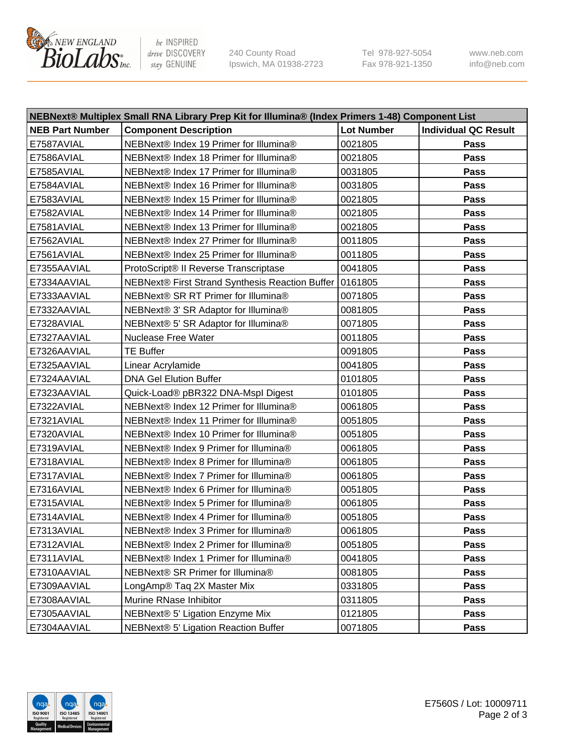| NEBNext® Multiplex Small RNA Library Prep Kit for Illumina® (Index Primers 1-48) Component List | | | |
|---|---|---|---|
| **NEB Part Number** | **Component Description** | **Lot Number** | **Individual QC Result** |
| E7587AVIAL | NEBNext® Index 19 Primer for Illumina® | 0021805 | **Pass** |
| E7586AVIAL | NEBNext® Index 18 Primer for Illumina® | 0021805 | **Pass** |
| E7585AVIAL | NEBNext® Index 17 Primer for Illumina® | 0031805 | **Pass** |
| E7584AVIAL | NEBNext® Index 16 Primer for Illumina® | 0031805 | **Pass** |
| E7583AVIAL | NEBNext® Index 15 Primer for Illumina® | 0021805 | **Pass** |
| E7582AVIAL | NEBNext® Index 14 Primer for Illumina® | 0021805 | **Pass** |
| E7581AVIAL | NEBNext® Index 13 Primer for Illumina® | 0021805 | **Pass** |
| E7562AVIAL | NEBNext® Index 27 Primer for Illumina® | 0011805 | **Pass** |
| E7561AVIAL | NEBNext® Index 25 Primer for Illumina® | 0011805 | **Pass** |
| E7355AAVIAL | ProtoScript® II Reverse Transcriptase | 0041805 | **Pass** |
| E7334AAVIAL | NEBNext® First Strand Synthesis Reaction Buffer | 0161805 | **Pass** |
| E7333AAVIAL | NEBNext® SR RT Primer for Illumina® | 0071805 | **Pass** |
| E7332AAVIAL | NEBNext® 3' SR Adaptor for Illumina® | 0081805 | **Pass** |
| E7328AVIAL | NEBNext® 5' SR Adaptor for Illumina® | 0071805 | **Pass** |
| E7327AAVIAL | Nuclease Free Water | 0011805 | **Pass** |
| E7326AAVIAL | TE Buffer | 0091805 | **Pass** |
| E7325AAVIAL | Linear Acrylamide | 0041805 | **Pass** |
| E7324AAVIAL | DNA Gel Elution Buffer | 0101805 | **Pass** |
| E7323AAVIAL | Quick-Load® pBR322 DNA-MspI Digest | 0101805 | **Pass** |
| E7322AVIAL | NEBNext® Index 12 Primer for Illumina® | 0061805 | **Pass** |
| E7321AVIAL | NEBNext® Index 11 Primer for Illumina® | 0051805 | **Pass** |
| E7320AVIAL | NEBNext® Index 10 Primer for Illumina® | 0051805 | **Pass** |
| E7319AVIAL | NEBNext® Index 9 Primer for Illumina® | 0061805 | **Pass** |
| E7318AVIAL | NEBNext® Index 8 Primer for Illumina® | 0061805 | **Pass** |
| E7317AVIAL | NEBNext® Index 7 Primer for Illumina® | 0061805 | **Pass** |
| E7316AVIAL | NEBNext® Index 6 Primer for Illumina® | 0051805 | **Pass** |
| E7315AVIAL | NEBNext® Index 5 Primer for Illumina® | 0061805 | **Pass** |
| E7314AVIAL | NEBNext® Index 4 Primer for Illumina® | 0051805 | **Pass** |
| E7313AVIAL | NEBNext® Index 3 Primer for Illumina® | 0061805 | **Pass** |
| E7312AVIAL | NEBNext® Index 2 Primer for Illumina® | 0051805 | **Pass** |
| E7311AVIAL | NEBNext® Index 1 Primer for Illumina® | 0041805 | **Pass** |
| E7310AAVIAL | NEBNext® SR Primer for Illumina® | 0081805 | **Pass** |
| E7309AAVIAL | LongAmp® Taq 2X Master Mix | 0331805 | **Pass** |
| E7308AAVIAL | Murine RNase Inhibitor | 0311805 | **Pass** |
| E7305AAVIAL | NEBNext® 5' Ligation Enzyme Mix | 0121805 | **Pass** |
| E7304AAVIAL | NEBNext® 5' Ligation Reaction Buffer | 0071805 | **Pass** |

E7560S / Lot: 10009711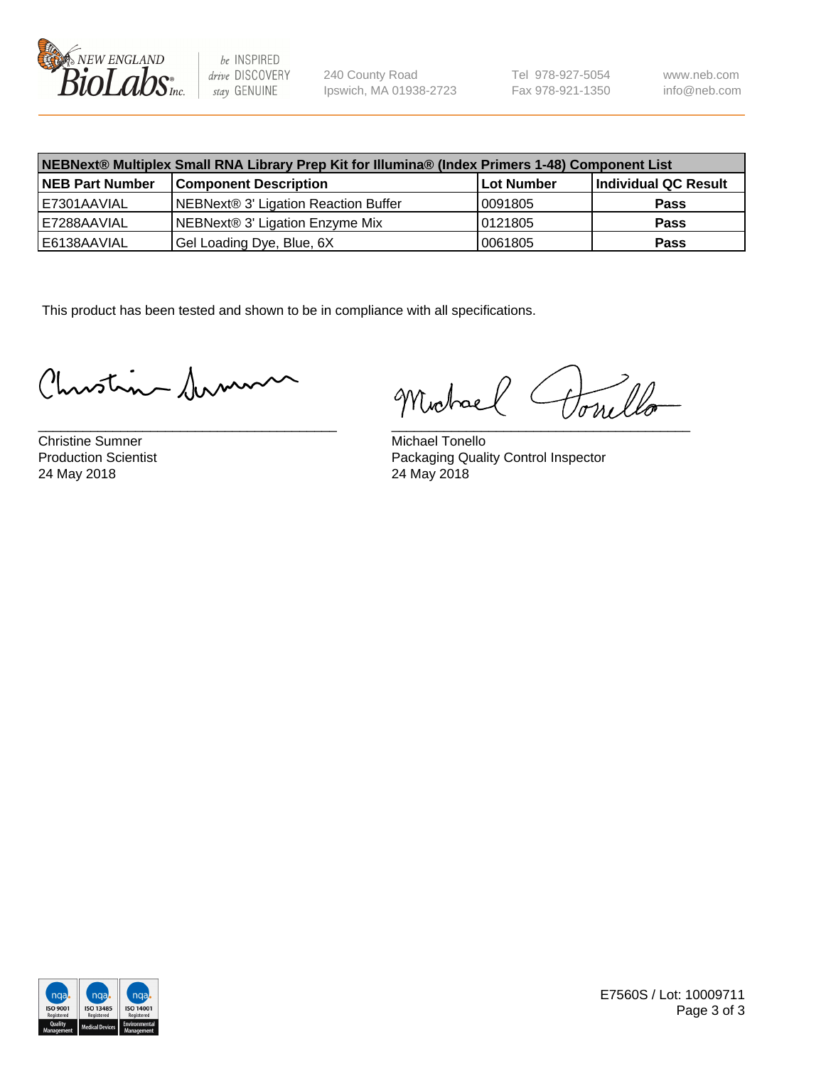240 County Road
Ipswich, MA 01938-2723

Tel 978-927-5054
Fax 978-921-1350

www.neb.com
info@neb.com

| NEBNext® Multiplex Small RNA Library Prep Kit for Illumina® (Index Primers 1-48) Component List | | | |
|---|---|---|---|
| **NEB Part Number** | **Component Description** | **Lot Number** | **Individual QC Result** |
| E7301AAVIAL | NEBNext® 3' Ligation Reaction Buffer | 0091805 | **Pass** |
| E7288AAVIAL | NEBNext® 3' Ligation Enzyme Mix | 0121805 | **Pass** |
| E6138AAVIAL | Gel Loading Dye, Blue, 6X | 0061805 | **Pass** |

This product has been tested and shown to be in compliance with all specifications.

Christine Sumner
Production Scientist
24 May 2018

Michael Tonello
Packaging Quality Control Inspector
24 May 2018

E7560S / Lot: 10009711